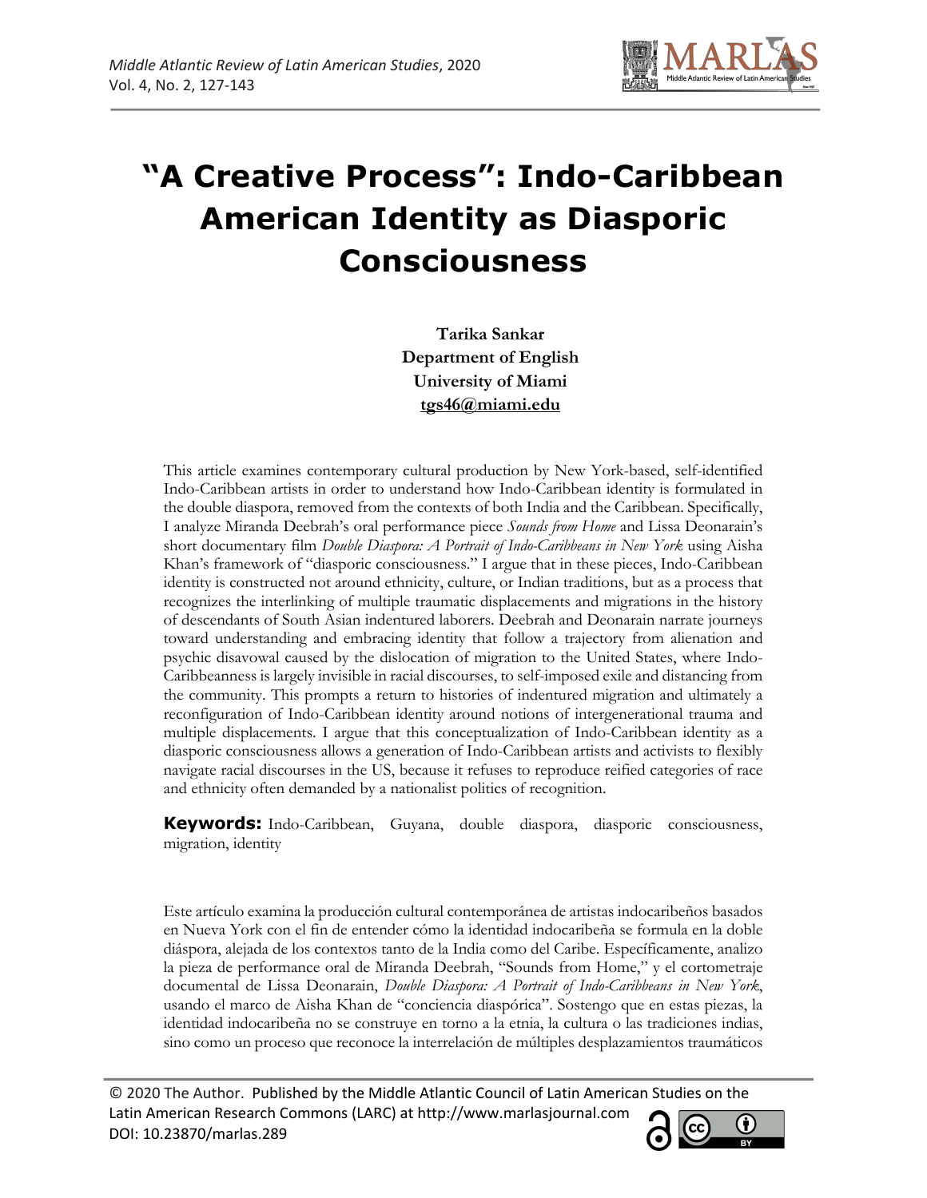# "A Creative Process": Indo-Caribbean American Identity as Diasporic Consciousness

**Tarika Sankar**
**Department of English**
**University of Miami**
**tgs46@miami.edu**

This article examines contemporary cultural production by New York-based, self-identified Indo-Caribbean artists in order to understand how Indo-Caribbean identity is formulated in the double diaspora, removed from the contexts of both India and the Caribbean. Specifically, I analyze Miranda Deebrah's oral performance piece *Sounds from Home* and Lissa Deonarain's short documentary film *Double Diaspora: A Portrait of Indo-Caribbeans in New York* using Aisha Khan's framework of "diasporic consciousness." I argue that in these pieces, Indo-Caribbean identity is constructed not around ethnicity, culture, or Indian traditions, but as a process that recognizes the interlinking of multiple traumatic displacements and migrations in the history of descendants of South Asian indentured laborers. Deebrah and Deonarain narrate journeys toward understanding and embracing identity that follow a trajectory from alienation and psychic disavowal caused by the dislocation of migration to the United States, where Indo-Caribbeanness is largely invisible in racial discourses, to self-imposed exile and distancing from the community. This prompts a return to histories of indentured migration and ultimately a reconfiguration of Indo-Caribbean identity around notions of intergenerational trauma and multiple displacements. I argue that this conceptualization of Indo-Caribbean identity as a diasporic consciousness allows a generation of Indo-Caribbean artists and activists to flexibly navigate racial discourses in the US, because it refuses to reproduce reified categories of race and ethnicity often demanded by a nationalist politics of recognition.

**Keywords:** Indo-Caribbean, Guyana, double diaspora, diasporic consciousness, migration, identity

Este artículo examina la producción cultural contemporánea de artistas indocaribeños basados en Nueva York con el fin de entender cómo la identidad indocaribeña se formula en la doble diáspora, alejada de los contextos tanto de la India como del Caribe. Específicamente, analizo la pieza de performance oral de Miranda Deebrah, "Sounds from Home," y el cortometraje documental de Lissa Deonarain, *Double Diaspora: A Portrait of Indo-Caribbeans in New York*, usando el marco de Aisha Khan de "conciencia diaspórica". Sostengo que en estas piezas, la identidad indocaribeña no se construye en torno a la etnia, la cultura o las tradiciones indias, sino como un proceso que reconoce la interrelación de múltiples desplazamientos traumáticos

© 2020 The Author. Published by the Middle Atlantic Council of Latin American Studies on the Latin American Research Commons (LARC) at http://www.marlasjournal.com
DOI: 10.23870/marlas.289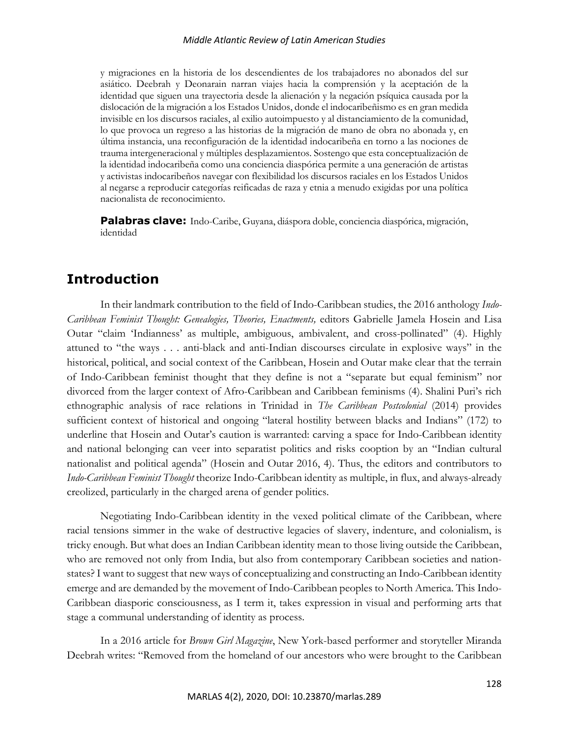y migraciones en la historia de los descendientes de los trabajadores no abonados del sur asiático. Deebrah y Deonarain narran viajes hacia la comprensión y la aceptación de la identidad que siguen una trayectoria desde la alienación y la negación psíquica causada por la dislocación de la migración a los Estados Unidos, donde el indocaribeñismo es en gran medida invisible en los discursos raciales, al exilio autoimpuesto y al distanciamiento de la comunidad, lo que provoca un regreso a las historias de la migración de mano de obra no abonada y, en última instancia, una reconfiguración de la identidad indocaribeña en torno a las nociones de trauma intergeneracional y múltiples desplazamientos. Sostengo que esta conceptualización de la identidad indocaribeña como una conciencia diaspórica permite a una generación de artistas y activistas indocaribeños navegar con flexibilidad los discursos raciales en los Estados Unidos al negarse a reproducir categorías reificadas de raza y etnia a menudo exigidas por una política nacionalista de reconocimiento.

**Palabras clave:** Indo-Caribe, Guyana, diáspora doble, conciencia diaspórica, migración, identidad

## Introduction

In their landmark contribution to the field of Indo-Caribbean studies, the 2016 anthology *Indo-Caribbean Feminist Thought: Genealogies, Theories, Enactments,* editors Gabrielle Jamela Hosein and Lisa Outar "claim 'Indianness' as multiple, ambiguous, ambivalent, and cross-pollinated" (4). Highly attuned to "the ways . . . anti-black and anti-Indian discourses circulate in explosive ways" in the historical, political, and social context of the Caribbean, Hosein and Outar make clear that the terrain of Indo-Caribbean feminist thought that they define is not a "separate but equal feminism" nor divorced from the larger context of Afro-Caribbean and Caribbean feminisms (4). Shalini Puri's rich ethnographic analysis of race relations in Trinidad in *The Caribbean Postcolonial* (2014) provides sufficient context of historical and ongoing "lateral hostility between blacks and Indians" (172) to underline that Hosein and Outar's caution is warranted: carving a space for Indo-Caribbean identity and national belonging can veer into separatist politics and risks cooption by an "Indian cultural nationalist and political agenda" (Hosein and Outar 2016, 4). Thus, the editors and contributors to *Indo-Caribbean Feminist Thought* theorize Indo-Caribbean identity as multiple, in flux, and always-already creolized, particularly in the charged arena of gender politics.

Negotiating Indo-Caribbean identity in the vexed political climate of the Caribbean, where racial tensions simmer in the wake of destructive legacies of slavery, indenture, and colonialism, is tricky enough. But what does an Indian Caribbean identity mean to those living outside the Caribbean, who are removed not only from India, but also from contemporary Caribbean societies and nation-states? I want to suggest that new ways of conceptualizing and constructing an Indo-Caribbean identity emerge and are demanded by the movement of Indo-Caribbean peoples to North America. This Indo-Caribbean diasporic consciousness, as I term it, takes expression in visual and performing arts that stage a communal understanding of identity as process.

In a 2016 article for *Brown Girl Magazine*, New York-based performer and storyteller Miranda Deebrah writes: "Removed from the homeland of our ancestors who were brought to the Caribbean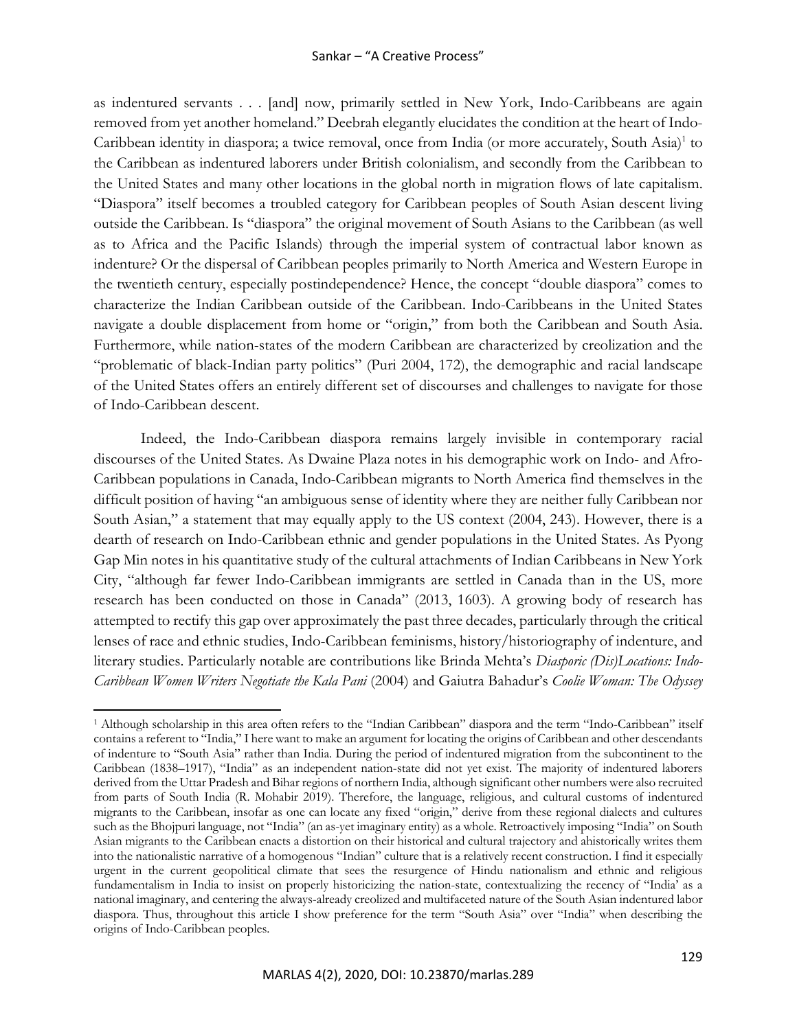as indentured servants . . . [and] now, primarily settled in New York, Indo-Caribbeans are again removed from yet another homeland." Deebrah elegantly elucidates the condition at the heart of Indo-Caribbean identity in diaspora; a twice removal, once from India (or more accurately, South Asia)[1] to the Caribbean as indentured laborers under British colonialism, and secondly from the Caribbean to the United States and many other locations in the global north in migration flows of late capitalism. "Diaspora" itself becomes a troubled category for Caribbean peoples of South Asian descent living outside the Caribbean. Is "diaspora" the original movement of South Asians to the Caribbean (as well as to Africa and the Pacific Islands) through the imperial system of contractual labor known as indenture? Or the dispersal of Caribbean peoples primarily to North America and Western Europe in the twentieth century, especially postindependence? Hence, the concept "double diaspora" comes to characterize the Indian Caribbean outside of the Caribbean. Indo-Caribbeans in the United States navigate a double displacement from home or "origin," from both the Caribbean and South Asia. Furthermore, while nation-states of the modern Caribbean are characterized by creolization and the "problematic of black-Indian party politics" (Puri 2004, 172), the demographic and racial landscape of the United States offers an entirely different set of discourses and challenges to navigate for those of Indo-Caribbean descent.

Indeed, the Indo-Caribbean diaspora remains largely invisible in contemporary racial discourses of the United States. As Dwaine Plaza notes in his demographic work on Indo- and Afro-Caribbean populations in Canada, Indo-Caribbean migrants to North America find themselves in the difficult position of having "an ambiguous sense of identity where they are neither fully Caribbean nor South Asian," a statement that may equally apply to the US context (2004, 243). However, there is a dearth of research on Indo-Caribbean ethnic and gender populations in the United States. As Pyong Gap Min notes in his quantitative study of the cultural attachments of Indian Caribbeans in New York City, "although far fewer Indo-Caribbean immigrants are settled in Canada than in the US, more research has been conducted on those in Canada" (2013, 1603). A growing body of research has attempted to rectify this gap over approximately the past three decades, particularly through the critical lenses of race and ethnic studies, Indo-Caribbean feminisms, history/historiography of indenture, and literary studies. Particularly notable are contributions like Brinda Mehta's *Diasporic (Dis)Locations: Indo-Caribbean Women Writers Negotiate the Kala Pani* (2004) and Gaiutra Bahadur's *Coolie Woman: The Odyssey*

[1] Although scholarship in this area often refers to the "Indian Caribbean" diaspora and the term "Indo-Caribbean" itself contains a referent to "India," I here want to make an argument for locating the origins of Caribbean and other descendants of indenture to "South Asia" rather than India. During the period of indentured migration from the subcontinent to the Caribbean (1838–1917), "India" as an independent nation-state did not yet exist. The majority of indentured laborers derived from the Uttar Pradesh and Bihar regions of northern India, although significant other numbers were also recruited from parts of South India (R. Mohabir 2019). Therefore, the language, religious, and cultural customs of indentured migrants to the Caribbean, insofar as one can locate any fixed "origin," derive from these regional dialects and cultures such as the Bhojpuri language, not "India" (an as-yet imaginary entity) as a whole. Retroactively imposing "India" on South Asian migrants to the Caribbean enacts a distortion on their historical and cultural trajectory and ahistorically writes them into the nationalistic narrative of a homogenous "Indian" culture that is a relatively recent construction. I find it especially urgent in the current geopolitical climate that sees the resurgence of Hindu nationalism and ethnic and religious fundamentalism in India to insist on properly historicizing the nation-state, contextualizing the recency of "India' as a national imaginary, and centering the always-already creolized and multifaceted nature of the South Asian indentured labor diaspora. Thus, throughout this article I show preference for the term "South Asia" over "India" when describing the origins of Indo-Caribbean peoples.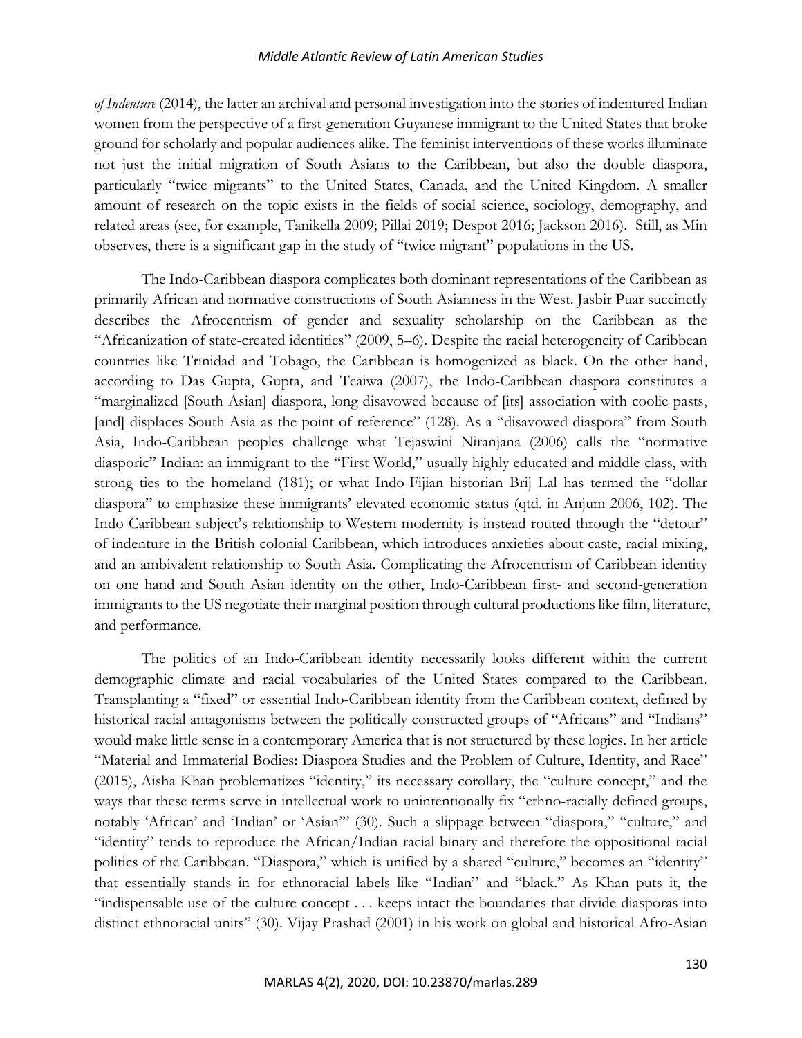*of Indenture* (2014), the latter an archival and personal investigation into the stories of indentured Indian women from the perspective of a first-generation Guyanese immigrant to the United States that broke ground for scholarly and popular audiences alike. The feminist interventions of these works illuminate not just the initial migration of South Asians to the Caribbean, but also the double diaspora, particularly "twice migrants" to the United States, Canada, and the United Kingdom. A smaller amount of research on the topic exists in the fields of social science, sociology, demography, and related areas (see, for example, Tanikella 2009; Pillai 2019; Despot 2016; Jackson 2016). Still, as Min observes, there is a significant gap in the study of "twice migrant" populations in the US.

The Indo-Caribbean diaspora complicates both dominant representations of the Caribbean as primarily African and normative constructions of South Asianness in the West. Jasbir Puar succinctly describes the Afrocentrism of gender and sexuality scholarship on the Caribbean as the "Africanization of state-created identities" (2009, 5–6). Despite the racial heterogeneity of Caribbean countries like Trinidad and Tobago, the Caribbean is homogenized as black. On the other hand, according to Das Gupta, Gupta, and Teaiwa (2007), the Indo-Caribbean diaspora constitutes a "marginalized [South Asian] diaspora, long disavowed because of [its] association with coolie pasts, [and] displaces South Asia as the point of reference" (128). As a "disavowed diaspora" from South Asia, Indo-Caribbean peoples challenge what Tejaswini Niranjana (2006) calls the "normative diasporic" Indian: an immigrant to the "First World," usually highly educated and middle-class, with strong ties to the homeland (181); or what Indo-Fijian historian Brij Lal has termed the "dollar diaspora" to emphasize these immigrants' elevated economic status (qtd. in Anjum 2006, 102). The Indo-Caribbean subject's relationship to Western modernity is instead routed through the "detour" of indenture in the British colonial Caribbean, which introduces anxieties about caste, racial mixing, and an ambivalent relationship to South Asia. Complicating the Afrocentrism of Caribbean identity on one hand and South Asian identity on the other, Indo-Caribbean first- and second-generation immigrants to the US negotiate their marginal position through cultural productions like film, literature, and performance.

The politics of an Indo-Caribbean identity necessarily looks different within the current demographic climate and racial vocabularies of the United States compared to the Caribbean. Transplanting a "fixed" or essential Indo-Caribbean identity from the Caribbean context, defined by historical racial antagonisms between the politically constructed groups of "Africans" and "Indians" would make little sense in a contemporary America that is not structured by these logics. In her article "Material and Immaterial Bodies: Diaspora Studies and the Problem of Culture, Identity, and Race" (2015), Aisha Khan problematizes "identity," its necessary corollary, the "culture concept," and the ways that these terms serve in intellectual work to unintentionally fix "ethno-racially defined groups, notably 'African' and 'Indian' or 'Asian'" (30). Such a slippage between "diaspora," "culture," and "identity" tends to reproduce the African/Indian racial binary and therefore the oppositional racial politics of the Caribbean. "Diaspora," which is unified by a shared "culture," becomes an "identity" that essentially stands in for ethnoracial labels like "Indian" and "black." As Khan puts it, the "indispensable use of the culture concept . . . keeps intact the boundaries that divide diasporas into distinct ethnoracial units" (30). Vijay Prashad (2001) in his work on global and historical Afro-Asian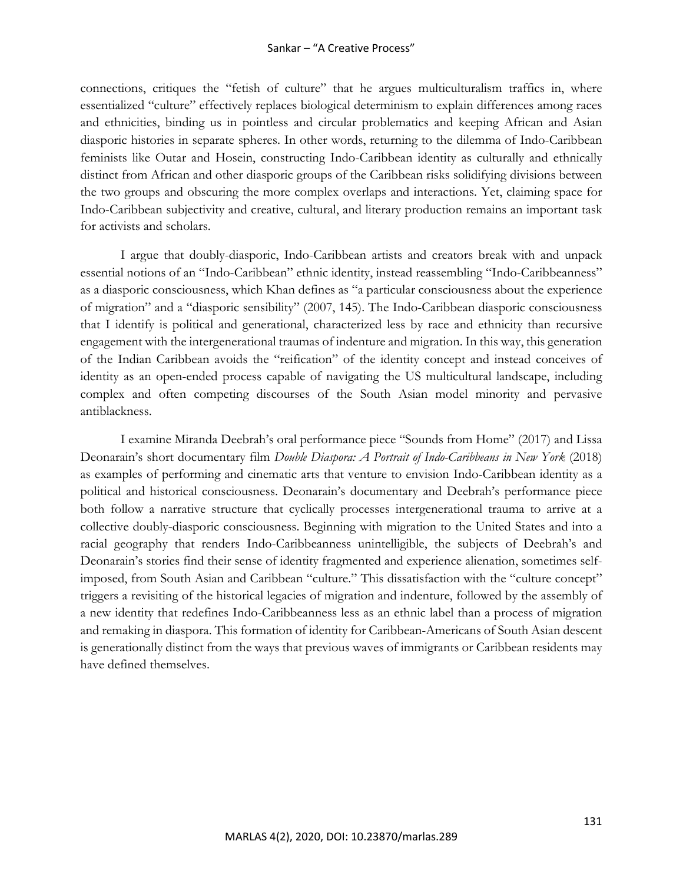connections, critiques the "fetish of culture" that he argues multiculturalism traffics in, where essentialized "culture" effectively replaces biological determinism to explain differences among races and ethnicities, binding us in pointless and circular problematics and keeping African and Asian diasporic histories in separate spheres. In other words, returning to the dilemma of Indo-Caribbean feminists like Outar and Hosein, constructing Indo-Caribbean identity as culturally and ethnically distinct from African and other diasporic groups of the Caribbean risks solidifying divisions between the two groups and obscuring the more complex overlaps and interactions. Yet, claiming space for Indo-Caribbean subjectivity and creative, cultural, and literary production remains an important task for activists and scholars.

I argue that doubly-diasporic, Indo-Caribbean artists and creators break with and unpack essential notions of an "Indo-Caribbean" ethnic identity, instead reassembling "Indo-Caribbeanness" as a diasporic consciousness, which Khan defines as "a particular consciousness about the experience of migration" and a "diasporic sensibility" (2007, 145). The Indo-Caribbean diasporic consciousness that I identify is political and generational, characterized less by race and ethnicity than recursive engagement with the intergenerational traumas of indenture and migration. In this way, this generation of the Indian Caribbean avoids the "reification" of the identity concept and instead conceives of identity as an open-ended process capable of navigating the US multicultural landscape, including complex and often competing discourses of the South Asian model minority and pervasive antiblackness.

I examine Miranda Deebrah's oral performance piece "Sounds from Home" (2017) and Lissa Deonarain's short documentary film *Double Diaspora: A Portrait of Indo-Caribbeans in New York* (2018) as examples of performing and cinematic arts that venture to envision Indo-Caribbean identity as a political and historical consciousness. Deonarain's documentary and Deebrah's performance piece both follow a narrative structure that cyclically processes intergenerational trauma to arrive at a collective doubly-diasporic consciousness. Beginning with migration to the United States and into a racial geography that renders Indo-Caribbeanness unintelligible, the subjects of Deebrah's and Deonarain's stories find their sense of identity fragmented and experience alienation, sometimes self-imposed, from South Asian and Caribbean "culture." This dissatisfaction with the "culture concept" triggers a revisiting of the historical legacies of migration and indenture, followed by the assembly of a new identity that redefines Indo-Caribbeanness less as an ethnic label than a process of migration and remaking in diaspora. This formation of identity for Caribbean-Americans of South Asian descent is generationally distinct from the ways that previous waves of immigrants or Caribbean residents may have defined themselves.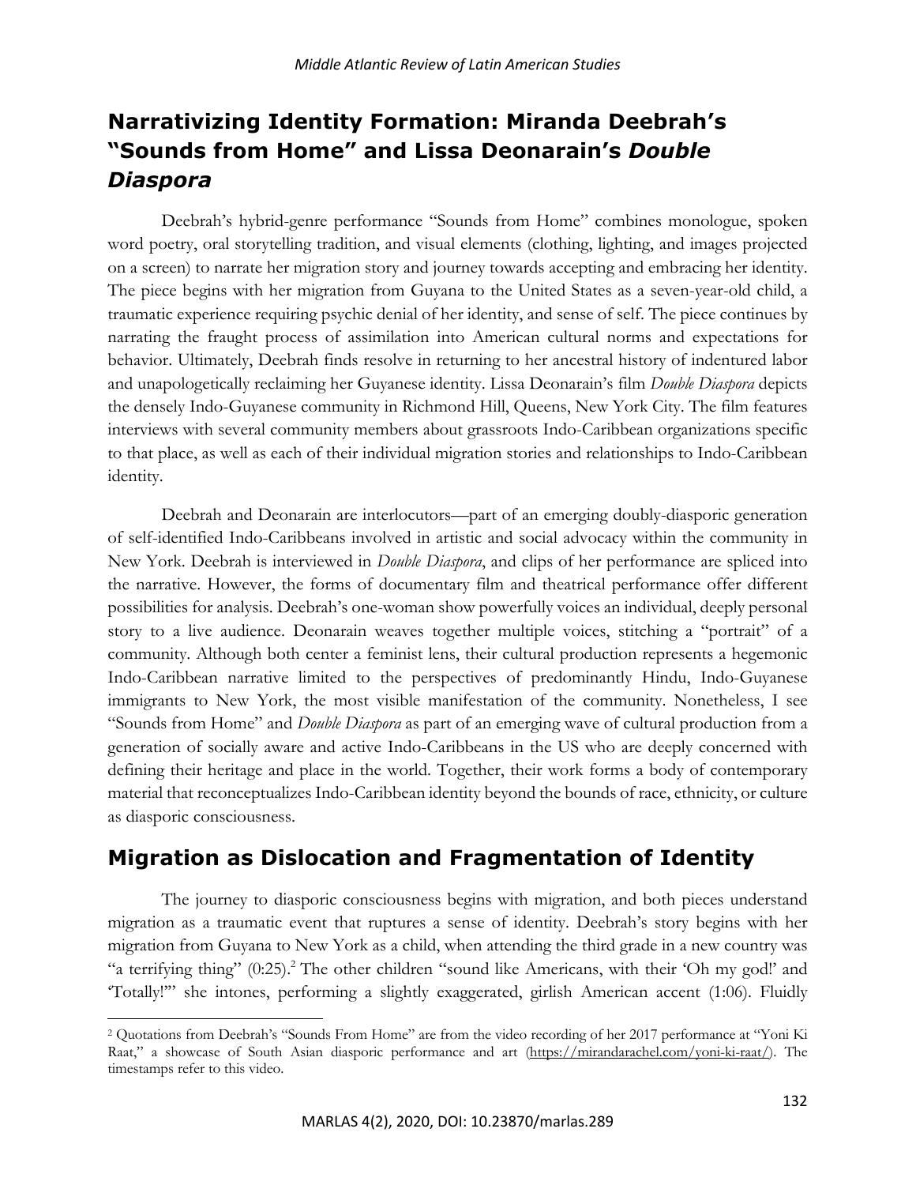## Narrativizing Identity Formation: Miranda Deebrah's "Sounds from Home" and Lissa Deonarain's *Double Diaspora*

Deebrah's hybrid-genre performance "Sounds from Home" combines monologue, spoken word poetry, oral storytelling tradition, and visual elements (clothing, lighting, and images projected on a screen) to narrate her migration story and journey towards accepting and embracing her identity. The piece begins with her migration from Guyana to the United States as a seven-year-old child, a traumatic experience requiring psychic denial of her identity, and sense of self. The piece continues by narrating the fraught process of assimilation into American cultural norms and expectations for behavior. Ultimately, Deebrah finds resolve in returning to her ancestral history of indentured labor and unapologetically reclaiming her Guyanese identity. Lissa Deonarain's film *Double Diaspora* depicts the densely Indo-Guyanese community in Richmond Hill, Queens, New York City. The film features interviews with several community members about grassroots Indo-Caribbean organizations specific to that place, as well as each of their individual migration stories and relationships to Indo-Caribbean identity.

Deebrah and Deonarain are interlocutors—part of an emerging doubly-diasporic generation of self-identified Indo-Caribbeans involved in artistic and social advocacy within the community in New York. Deebrah is interviewed in *Double Diaspora*, and clips of her performance are spliced into the narrative. However, the forms of documentary film and theatrical performance offer different possibilities for analysis. Deebrah's one-woman show powerfully voices an individual, deeply personal story to a live audience. Deonarain weaves together multiple voices, stitching a "portrait" of a community. Although both center a feminist lens, their cultural production represents a hegemonic Indo-Caribbean narrative limited to the perspectives of predominantly Hindu, Indo-Guyanese immigrants to New York, the most visible manifestation of the community. Nonetheless, I see "Sounds from Home" and *Double Diaspora* as part of an emerging wave of cultural production from a generation of socially aware and active Indo-Caribbeans in the US who are deeply concerned with defining their heritage and place in the world. Together, their work forms a body of contemporary material that reconceptualizes Indo-Caribbean identity beyond the bounds of race, ethnicity, or culture as diasporic consciousness.

## Migration as Dislocation and Fragmentation of Identity

The journey to diasporic consciousness begins with migration, and both pieces understand migration as a traumatic event that ruptures a sense of identity. Deebrah's story begins with her migration from Guyana to New York as a child, when attending the third grade in a new country was "a terrifying thing" (0:25).[2] The other children "sound like Americans, with their 'Oh my god!' and 'Totally!'" she intones, performing a slightly exaggerated, girlish American accent (1:06). Fluidly

[2] Quotations from Deebrah's "Sounds From Home" are from the video recording of her 2017 performance at "Yoni Ki Raat," a showcase of South Asian diasporic performance and art (https://mirandarachel.com/yoni-ki-raat/). The timestamps refer to this video.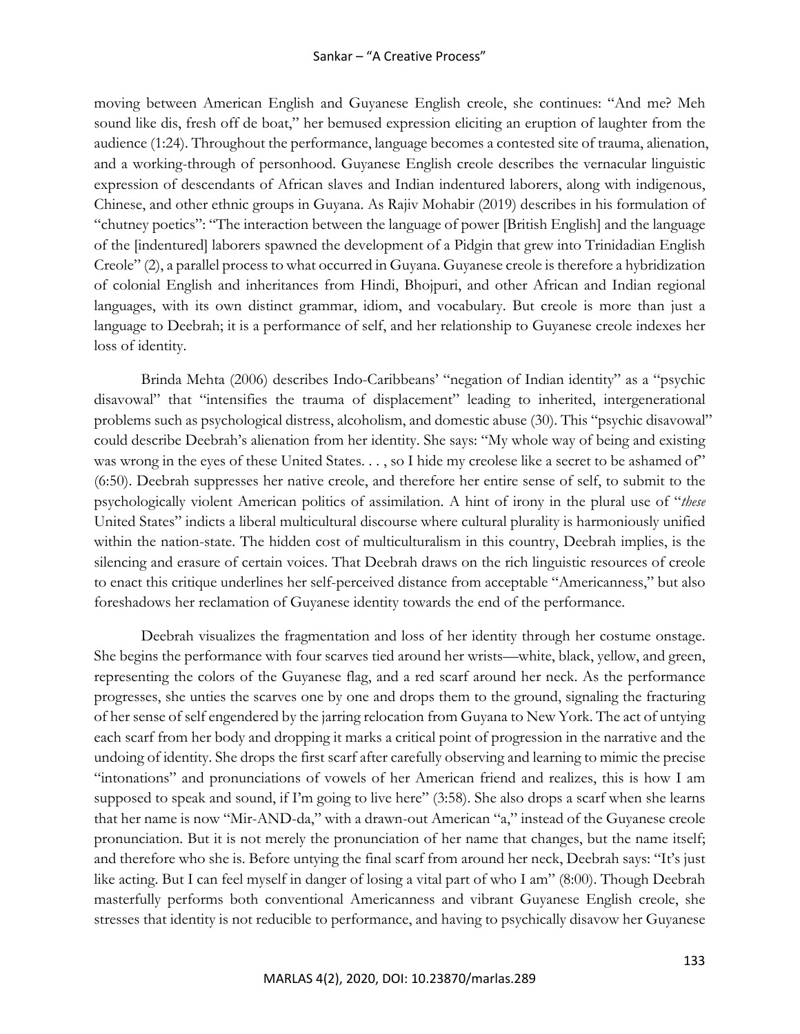moving between American English and Guyanese English creole, she continues: "And me? Meh sound like dis, fresh off de boat," her bemused expression eliciting an eruption of laughter from the audience (1:24). Throughout the performance, language becomes a contested site of trauma, alienation, and a working-through of personhood. Guyanese English creole describes the vernacular linguistic expression of descendants of African slaves and Indian indentured laborers, along with indigenous, Chinese, and other ethnic groups in Guyana. As Rajiv Mohabir (2019) describes in his formulation of "chutney poetics": "The interaction between the language of power [British English] and the language of the [indentured] laborers spawned the development of a Pidgin that grew into Trinidadian English Creole" (2), a parallel process to what occurred in Guyana. Guyanese creole is therefore a hybridization of colonial English and inheritances from Hindi, Bhojpuri, and other African and Indian regional languages, with its own distinct grammar, idiom, and vocabulary. But creole is more than just a language to Deebrah; it is a performance of self, and her relationship to Guyanese creole indexes her loss of identity.

Brinda Mehta (2006) describes Indo-Caribbeans' "negation of Indian identity" as a "psychic disavowal" that "intensifies the trauma of displacement" leading to inherited, intergenerational problems such as psychological distress, alcoholism, and domestic abuse (30). This "psychic disavowal" could describe Deebrah's alienation from her identity. She says: "My whole way of being and existing was wrong in the eyes of these United States. . . , so I hide my creolese like a secret to be ashamed of" (6:50). Deebrah suppresses her native creole, and therefore her entire sense of self, to submit to the psychologically violent American politics of assimilation. A hint of irony in the plural use of "*these* United States" indicts a liberal multicultural discourse where cultural plurality is harmoniously unified within the nation-state. The hidden cost of multiculturalism in this country, Deebrah implies, is the silencing and erasure of certain voices. That Deebrah draws on the rich linguistic resources of creole to enact this critique underlines her self-perceived distance from acceptable "Americanness," but also foreshadows her reclamation of Guyanese identity towards the end of the performance.

Deebrah visualizes the fragmentation and loss of her identity through her costume onstage. She begins the performance with four scarves tied around her wrists—white, black, yellow, and green, representing the colors of the Guyanese flag, and a red scarf around her neck. As the performance progresses, she unties the scarves one by one and drops them to the ground, signaling the fracturing of her sense of self engendered by the jarring relocation from Guyana to New York. The act of untying each scarf from her body and dropping it marks a critical point of progression in the narrative and the undoing of identity. She drops the first scarf after carefully observing and learning to mimic the precise "intonations" and pronunciations of vowels of her American friend and realizes, this is how I am supposed to speak and sound, if I'm going to live here" (3:58). She also drops a scarf when she learns that her name is now "Mir-AND-da," with a drawn-out American "a," instead of the Guyanese creole pronunciation. But it is not merely the pronunciation of her name that changes, but the name itself; and therefore who she is. Before untying the final scarf from around her neck, Deebrah says: "It's just like acting. But I can feel myself in danger of losing a vital part of who I am" (8:00). Though Deebrah masterfully performs both conventional Americanness and vibrant Guyanese English creole, she stresses that identity is not reducible to performance, and having to psychically disavow her Guyanese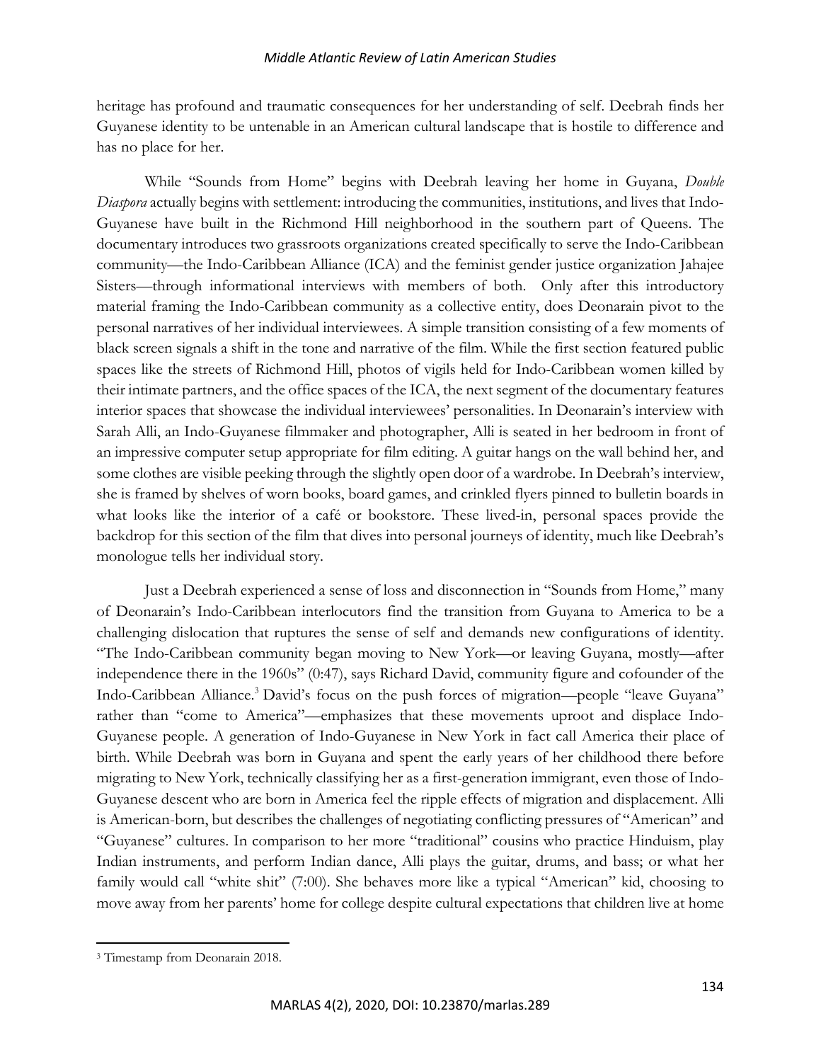heritage has profound and traumatic consequences for her understanding of self. Deebrah finds her Guyanese identity to be untenable in an American cultural landscape that is hostile to difference and has no place for her.

While "Sounds from Home" begins with Deebrah leaving her home in Guyana, *Double Diaspora* actually begins with settlement: introducing the communities, institutions, and lives that Indo-Guyanese have built in the Richmond Hill neighborhood in the southern part of Queens. The documentary introduces two grassroots organizations created specifically to serve the Indo-Caribbean community—the Indo-Caribbean Alliance (ICA) and the feminist gender justice organization Jahajee Sisters—through informational interviews with members of both. Only after this introductory material framing the Indo-Caribbean community as a collective entity, does Deonarain pivot to the personal narratives of her individual interviewees. A simple transition consisting of a few moments of black screen signals a shift in the tone and narrative of the film. While the first section featured public spaces like the streets of Richmond Hill, photos of vigils held for Indo-Caribbean women killed by their intimate partners, and the office spaces of the ICA, the next segment of the documentary features interior spaces that showcase the individual interviewees' personalities. In Deonarain's interview with Sarah Alli, an Indo-Guyanese filmmaker and photographer, Alli is seated in her bedroom in front of an impressive computer setup appropriate for film editing. A guitar hangs on the wall behind her, and some clothes are visible peeking through the slightly open door of a wardrobe. In Deebrah's interview, she is framed by shelves of worn books, board games, and crinkled flyers pinned to bulletin boards in what looks like the interior of a café or bookstore. These lived-in, personal spaces provide the backdrop for this section of the film that dives into personal journeys of identity, much like Deebrah's monologue tells her individual story.

Just a Deebrah experienced a sense of loss and disconnection in "Sounds from Home," many of Deonarain's Indo-Caribbean interlocutors find the transition from Guyana to America to be a challenging dislocation that ruptures the sense of self and demands new configurations of identity. "The Indo-Caribbean community began moving to New York—or leaving Guyana, mostly—after independence there in the 1960s" (0:47), says Richard David, community figure and cofounder of the Indo-Caribbean Alliance.[3] David's focus on the push forces of migration—people "leave Guyana" rather than "come to America"—emphasizes that these movements uproot and displace Indo-Guyanese people. A generation of Indo-Guyanese in New York in fact call America their place of birth. While Deebrah was born in Guyana and spent the early years of her childhood there before migrating to New York, technically classifying her as a first-generation immigrant, even those of Indo-Guyanese descent who are born in America feel the ripple effects of migration and displacement. Alli is American-born, but describes the challenges of negotiating conflicting pressures of "American" and "Guyanese" cultures. In comparison to her more "traditional" cousins who practice Hinduism, play Indian instruments, and perform Indian dance, Alli plays the guitar, drums, and bass; or what her family would call "white shit" (7:00). She behaves more like a typical "American" kid, choosing to move away from her parents' home for college despite cultural expectations that children live at home

[3] Timestamp from Deonarain 2018.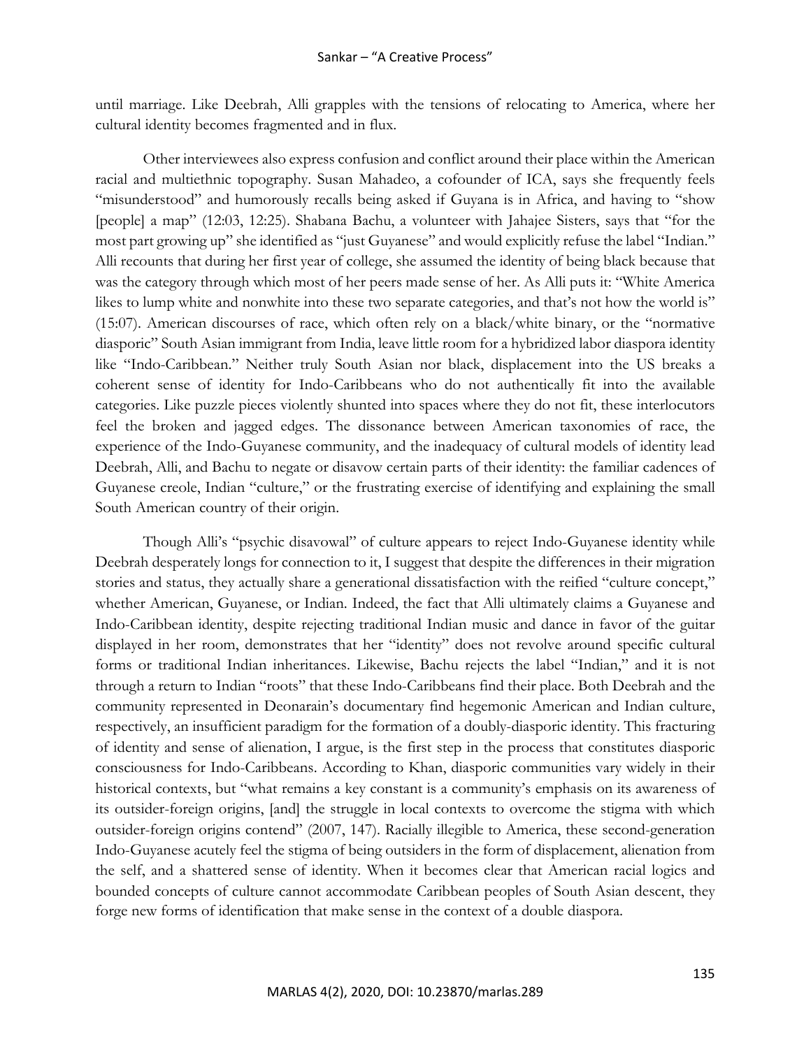until marriage. Like Deebrah, Alli grapples with the tensions of relocating to America, where her cultural identity becomes fragmented and in flux.

Other interviewees also express confusion and conflict around their place within the American racial and multiethnic topography. Susan Mahadeo, a cofounder of ICA, says she frequently feels "misunderstood" and humorously recalls being asked if Guyana is in Africa, and having to "show [people] a map" (12:03, 12:25). Shabana Bachu, a volunteer with Jahajee Sisters, says that "for the most part growing up" she identified as "just Guyanese" and would explicitly refuse the label "Indian." Alli recounts that during her first year of college, she assumed the identity of being black because that was the category through which most of her peers made sense of her. As Alli puts it: "White America likes to lump white and nonwhite into these two separate categories, and that's not how the world is" (15:07). American discourses of race, which often rely on a black/white binary, or the "normative diasporic" South Asian immigrant from India, leave little room for a hybridized labor diaspora identity like "Indo-Caribbean." Neither truly South Asian nor black, displacement into the US breaks a coherent sense of identity for Indo-Caribbeans who do not authentically fit into the available categories. Like puzzle pieces violently shunted into spaces where they do not fit, these interlocutors feel the broken and jagged edges. The dissonance between American taxonomies of race, the experience of the Indo-Guyanese community, and the inadequacy of cultural models of identity lead Deebrah, Alli, and Bachu to negate or disavow certain parts of their identity: the familiar cadences of Guyanese creole, Indian "culture," or the frustrating exercise of identifying and explaining the small South American country of their origin.

Though Alli's "psychic disavowal" of culture appears to reject Indo-Guyanese identity while Deebrah desperately longs for connection to it, I suggest that despite the differences in their migration stories and status, they actually share a generational dissatisfaction with the reified "culture concept," whether American, Guyanese, or Indian. Indeed, the fact that Alli ultimately claims a Guyanese and Indo-Caribbean identity, despite rejecting traditional Indian music and dance in favor of the guitar displayed in her room, demonstrates that her "identity" does not revolve around specific cultural forms or traditional Indian inheritances. Likewise, Bachu rejects the label "Indian," and it is not through a return to Indian "roots" that these Indo-Caribbeans find their place. Both Deebrah and the community represented in Deonarain's documentary find hegemonic American and Indian culture, respectively, an insufficient paradigm for the formation of a doubly-diasporic identity. This fracturing of identity and sense of alienation, I argue, is the first step in the process that constitutes diasporic consciousness for Indo-Caribbeans. According to Khan, diasporic communities vary widely in their historical contexts, but "what remains a key constant is a community's emphasis on its awareness of its outsider-foreign origins, [and] the struggle in local contexts to overcome the stigma with which outsider-foreign origins contend" (2007, 147). Racially illegible to America, these second-generation Indo-Guyanese acutely feel the stigma of being outsiders in the form of displacement, alienation from the self, and a shattered sense of identity. When it becomes clear that American racial logics and bounded concepts of culture cannot accommodate Caribbean peoples of South Asian descent, they forge new forms of identification that make sense in the context of a double diaspora.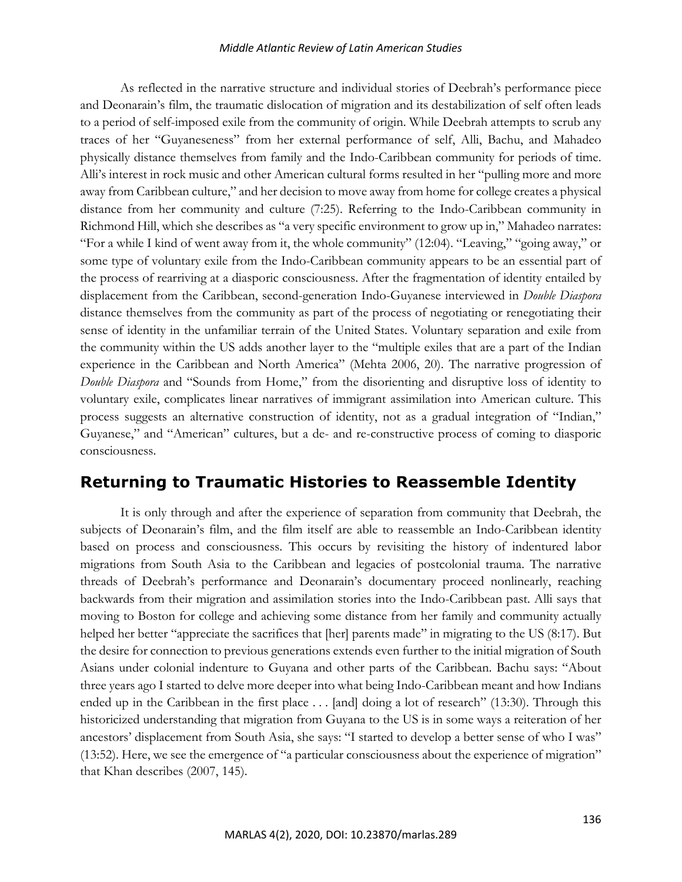As reflected in the narrative structure and individual stories of Deebrah's performance piece and Deonarain's film, the traumatic dislocation of migration and its destabilization of self often leads to a period of self-imposed exile from the community of origin. While Deebrah attempts to scrub any traces of her "Guyaneseness" from her external performance of self, Alli, Bachu, and Mahadeo physically distance themselves from family and the Indo-Caribbean community for periods of time. Alli's interest in rock music and other American cultural forms resulted in her "pulling more and more away from Caribbean culture," and her decision to move away from home for college creates a physical distance from her community and culture (7:25). Referring to the Indo-Caribbean community in Richmond Hill, which she describes as "a very specific environment to grow up in," Mahadeo narrates: "For a while I kind of went away from it, the whole community" (12:04). "Leaving," "going away," or some type of voluntary exile from the Indo-Caribbean community appears to be an essential part of the process of rearriving at a diasporic consciousness. After the fragmentation of identity entailed by displacement from the Caribbean, second-generation Indo-Guyanese interviewed in *Double Diaspora* distance themselves from the community as part of the process of negotiating or renegotiating their sense of identity in the unfamiliar terrain of the United States. Voluntary separation and exile from the community within the US adds another layer to the "multiple exiles that are a part of the Indian experience in the Caribbean and North America" (Mehta 2006, 20). The narrative progression of *Double Diaspora* and "Sounds from Home," from the disorienting and disruptive loss of identity to voluntary exile, complicates linear narratives of immigrant assimilation into American culture. This process suggests an alternative construction of identity, not as a gradual integration of "Indian," Guyanese," and "American" cultures, but a de- and re-constructive process of coming to diasporic consciousness.

## Returning to Traumatic Histories to Reassemble Identity

It is only through and after the experience of separation from community that Deebrah, the subjects of Deonarain's film, and the film itself are able to reassemble an Indo-Caribbean identity based on process and consciousness. This occurs by revisiting the history of indentured labor migrations from South Asia to the Caribbean and legacies of postcolonial trauma. The narrative threads of Deebrah's performance and Deonarain's documentary proceed nonlinearly, reaching backwards from their migration and assimilation stories into the Indo-Caribbean past. Alli says that moving to Boston for college and achieving some distance from her family and community actually helped her better "appreciate the sacrifices that [her] parents made" in migrating to the US (8:17). But the desire for connection to previous generations extends even further to the initial migration of South Asians under colonial indenture to Guyana and other parts of the Caribbean. Bachu says: "About three years ago I started to delve more deeper into what being Indo-Caribbean meant and how Indians ended up in the Caribbean in the first place . . . [and] doing a lot of research" (13:30). Through this historicized understanding that migration from Guyana to the US is in some ways a reiteration of her ancestors' displacement from South Asia, she says: "I started to develop a better sense of who I was" (13:52). Here, we see the emergence of "a particular consciousness about the experience of migration" that Khan describes (2007, 145).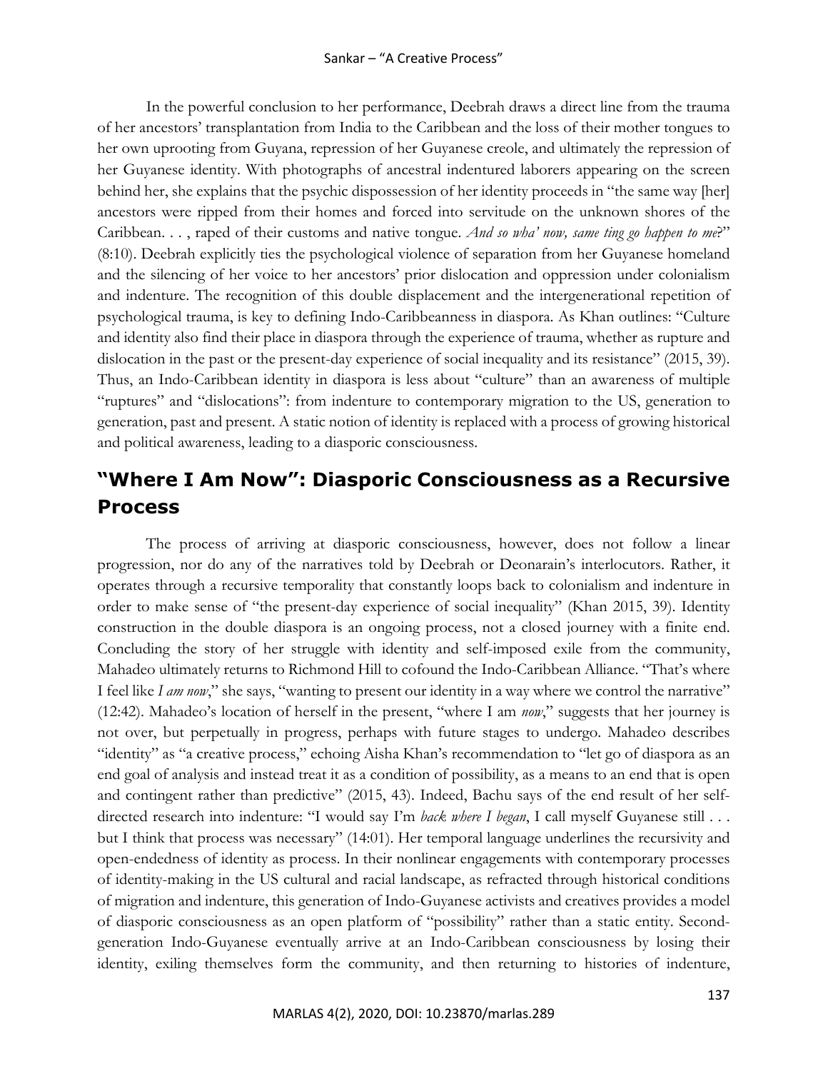In the powerful conclusion to her performance, Deebrah draws a direct line from the trauma of her ancestors' transplantation from India to the Caribbean and the loss of their mother tongues to her own uprooting from Guyana, repression of her Guyanese creole, and ultimately the repression of her Guyanese identity. With photographs of ancestral indentured laborers appearing on the screen behind her, she explains that the psychic dispossession of her identity proceeds in "the same way [her] ancestors were ripped from their homes and forced into servitude on the unknown shores of the Caribbean. . . , raped of their customs and native tongue. *And so wha' now, same ting go happen to me*?" (8:10). Deebrah explicitly ties the psychological violence of separation from her Guyanese homeland and the silencing of her voice to her ancestors' prior dislocation and oppression under colonialism and indenture. The recognition of this double displacement and the intergenerational repetition of psychological trauma, is key to defining Indo-Caribbeanness in diaspora. As Khan outlines: "Culture and identity also find their place in diaspora through the experience of trauma, whether as rupture and dislocation in the past or the present-day experience of social inequality and its resistance" (2015, 39). Thus, an Indo-Caribbean identity in diaspora is less about "culture" than an awareness of multiple "ruptures" and "dislocations": from indenture to contemporary migration to the US, generation to generation, past and present. A static notion of identity is replaced with a process of growing historical and political awareness, leading to a diasporic consciousness.

## "Where I Am Now": Diasporic Consciousness as a Recursive Process

The process of arriving at diasporic consciousness, however, does not follow a linear progression, nor do any of the narratives told by Deebrah or Deonarain's interlocutors. Rather, it operates through a recursive temporality that constantly loops back to colonialism and indenture in order to make sense of "the present-day experience of social inequality" (Khan 2015, 39). Identity construction in the double diaspora is an ongoing process, not a closed journey with a finite end. Concluding the story of her struggle with identity and self-imposed exile from the community, Mahadeo ultimately returns to Richmond Hill to cofound the Indo-Caribbean Alliance. "That's where I feel like *I am now*," she says, "wanting to present our identity in a way where we control the narrative" (12:42). Mahadeo's location of herself in the present, "where I am *now*," suggests that her journey is not over, but perpetually in progress, perhaps with future stages to undergo. Mahadeo describes "identity" as "a creative process," echoing Aisha Khan's recommendation to "let go of diaspora as an end goal of analysis and instead treat it as a condition of possibility, as a means to an end that is open and contingent rather than predictive" (2015, 43). Indeed, Bachu says of the end result of her self-directed research into indenture: "I would say I'm *back where I began*, I call myself Guyanese still . . . but I think that process was necessary" (14:01). Her temporal language underlines the recursivity and open-endedness of identity as process. In their nonlinear engagements with contemporary processes of identity-making in the US cultural and racial landscape, as refracted through historical conditions of migration and indenture, this generation of Indo-Guyanese activists and creatives provides a model of diasporic consciousness as an open platform of "possibility" rather than a static entity. Second-generation Indo-Guyanese eventually arrive at an Indo-Caribbean consciousness by losing their identity, exiling themselves form the community, and then returning to histories of indenture,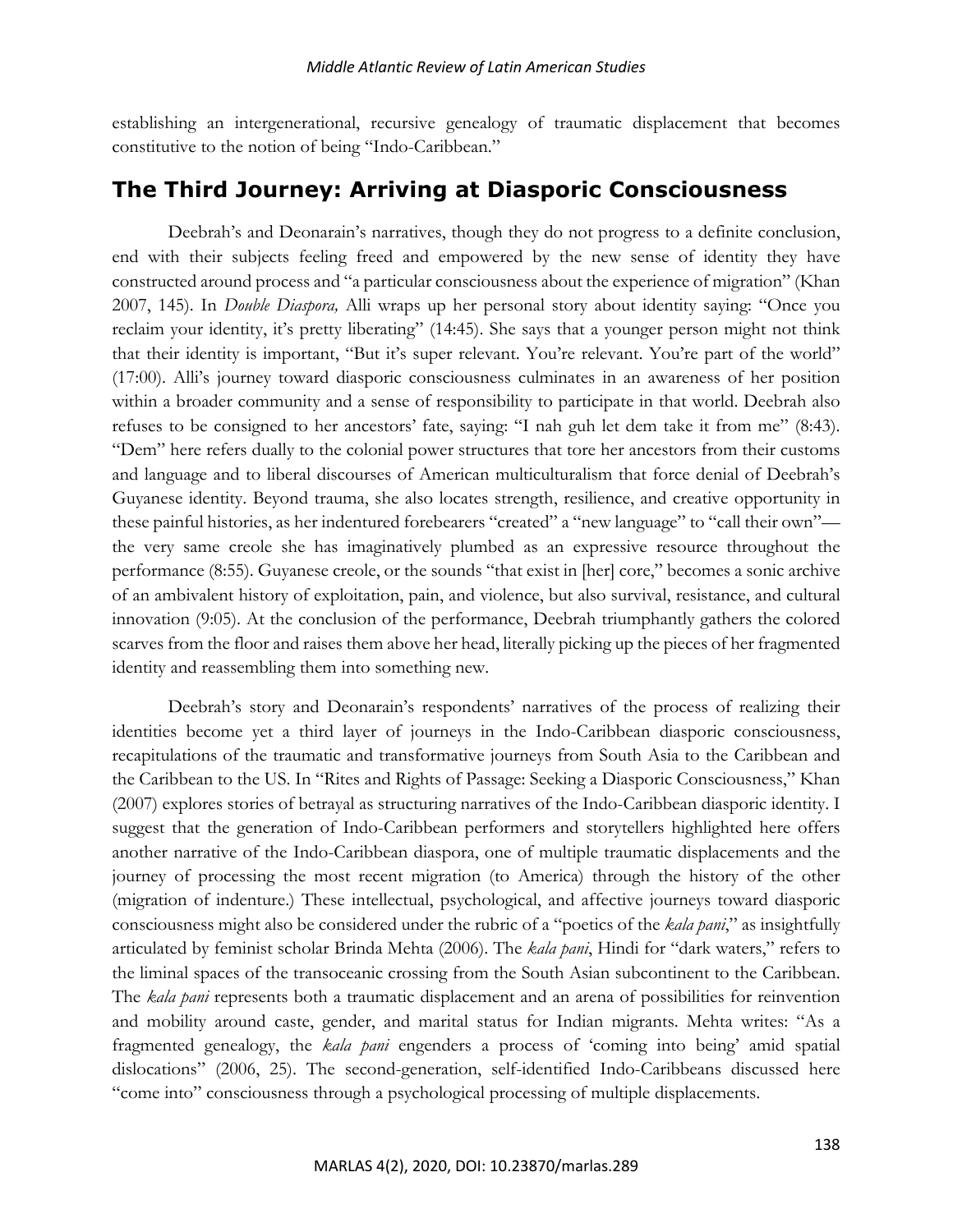establishing an intergenerational, recursive genealogy of traumatic displacement that becomes constitutive to the notion of being "Indo-Caribbean."

## The Third Journey: Arriving at Diasporic Consciousness

Deebrah's and Deonarain's narratives, though they do not progress to a definite conclusion, end with their subjects feeling freed and empowered by the new sense of identity they have constructed around process and "a particular consciousness about the experience of migration" (Khan 2007, 145). In *Double Diaspora,* Alli wraps up her personal story about identity saying: "Once you reclaim your identity, it's pretty liberating" (14:45). She says that a younger person might not think that their identity is important, "But it's super relevant. You're relevant. You're part of the world" (17:00). Alli's journey toward diasporic consciousness culminates in an awareness of her position within a broader community and a sense of responsibility to participate in that world. Deebrah also refuses to be consigned to her ancestors' fate, saying: "I nah guh let dem take it from me" (8:43). "Dem" here refers dually to the colonial power structures that tore her ancestors from their customs and language and to liberal discourses of American multiculturalism that force denial of Deebrah's Guyanese identity. Beyond trauma, she also locates strength, resilience, and creative opportunity in these painful histories, as her indentured forebearers "created" a "new language" to "call their own"—the very same creole she has imaginatively plumbed as an expressive resource throughout the performance (8:55). Guyanese creole, or the sounds "that exist in [her] core," becomes a sonic archive of an ambivalent history of exploitation, pain, and violence, but also survival, resistance, and cultural innovation (9:05). At the conclusion of the performance, Deebrah triumphantly gathers the colored scarves from the floor and raises them above her head, literally picking up the pieces of her fragmented identity and reassembling them into something new.

Deebrah's story and Deonarain's respondents' narratives of the process of realizing their identities become yet a third layer of journeys in the Indo-Caribbean diasporic consciousness, recapitulations of the traumatic and transformative journeys from South Asia to the Caribbean and the Caribbean to the US. In "Rites and Rights of Passage: Seeking a Diasporic Consciousness," Khan (2007) explores stories of betrayal as structuring narratives of the Indo-Caribbean diasporic identity. I suggest that the generation of Indo-Caribbean performers and storytellers highlighted here offers another narrative of the Indo-Caribbean diaspora, one of multiple traumatic displacements and the journey of processing the most recent migration (to America) through the history of the other (migration of indenture.) These intellectual, psychological, and affective journeys toward diasporic consciousness might also be considered under the rubric of a "poetics of the *kala pani*," as insightfully articulated by feminist scholar Brinda Mehta (2006). The *kala pani*, Hindi for "dark waters," refers to the liminal spaces of the transoceanic crossing from the South Asian subcontinent to the Caribbean. The *kala pani* represents both a traumatic displacement and an arena of possibilities for reinvention and mobility around caste, gender, and marital status for Indian migrants. Mehta writes: "As a fragmented genealogy, the *kala pani* engenders a process of 'coming into being' amid spatial dislocations" (2006, 25). The second-generation, self-identified Indo-Caribbeans discussed here "come into" consciousness through a psychological processing of multiple displacements.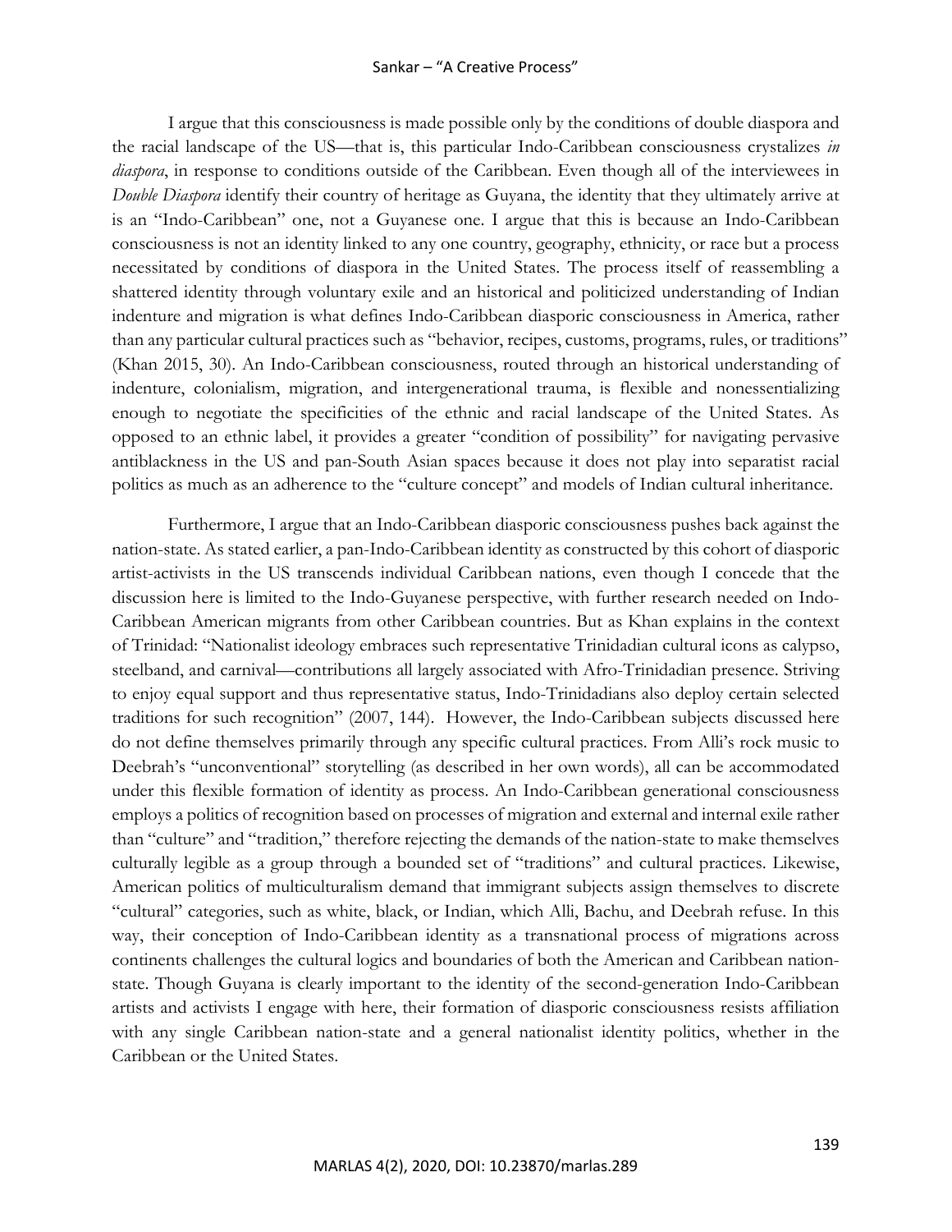I argue that this consciousness is made possible only by the conditions of double diaspora and the racial landscape of the US—that is, this particular Indo-Caribbean consciousness crystalizes *in diaspora*, in response to conditions outside of the Caribbean. Even though all of the interviewees in *Double Diaspora* identify their country of heritage as Guyana, the identity that they ultimately arrive at is an "Indo-Caribbean" one, not a Guyanese one. I argue that this is because an Indo-Caribbean consciousness is not an identity linked to any one country, geography, ethnicity, or race but a process necessitated by conditions of diaspora in the United States. The process itself of reassembling a shattered identity through voluntary exile and an historical and politicized understanding of Indian indenture and migration is what defines Indo-Caribbean diasporic consciousness in America, rather than any particular cultural practices such as "behavior, recipes, customs, programs, rules, or traditions" (Khan 2015, 30). An Indo-Caribbean consciousness, routed through an historical understanding of indenture, colonialism, migration, and intergenerational trauma, is flexible and nonessentializing enough to negotiate the specificities of the ethnic and racial landscape of the United States. As opposed to an ethnic label, it provides a greater "condition of possibility" for navigating pervasive antiblackness in the US and pan-South Asian spaces because it does not play into separatist racial politics as much as an adherence to the "culture concept" and models of Indian cultural inheritance.

Furthermore, I argue that an Indo-Caribbean diasporic consciousness pushes back against the nation-state. As stated earlier, a pan-Indo-Caribbean identity as constructed by this cohort of diasporic artist-activists in the US transcends individual Caribbean nations, even though I concede that the discussion here is limited to the Indo-Guyanese perspective, with further research needed on Indo-Caribbean American migrants from other Caribbean countries. But as Khan explains in the context of Trinidad: "Nationalist ideology embraces such representative Trinidadian cultural icons as calypso, steelband, and carnival—contributions all largely associated with Afro-Trinidadian presence. Striving to enjoy equal support and thus representative status, Indo-Trinidadians also deploy certain selected traditions for such recognition" (2007, 144). However, the Indo-Caribbean subjects discussed here do not define themselves primarily through any specific cultural practices. From Alli's rock music to Deebrah's "unconventional" storytelling (as described in her own words), all can be accommodated under this flexible formation of identity as process. An Indo-Caribbean generational consciousness employs a politics of recognition based on processes of migration and external and internal exile rather than "culture" and "tradition," therefore rejecting the demands of the nation-state to make themselves culturally legible as a group through a bounded set of "traditions" and cultural practices. Likewise, American politics of multiculturalism demand that immigrant subjects assign themselves to discrete "cultural" categories, such as white, black, or Indian, which Alli, Bachu, and Deebrah refuse. In this way, their conception of Indo-Caribbean identity as a transnational process of migrations across continents challenges the cultural logics and boundaries of both the American and Caribbean nation-state. Though Guyana is clearly important to the identity of the second-generation Indo-Caribbean artists and activists I engage with here, their formation of diasporic consciousness resists affiliation with any single Caribbean nation-state and a general nationalist identity politics, whether in the Caribbean or the United States.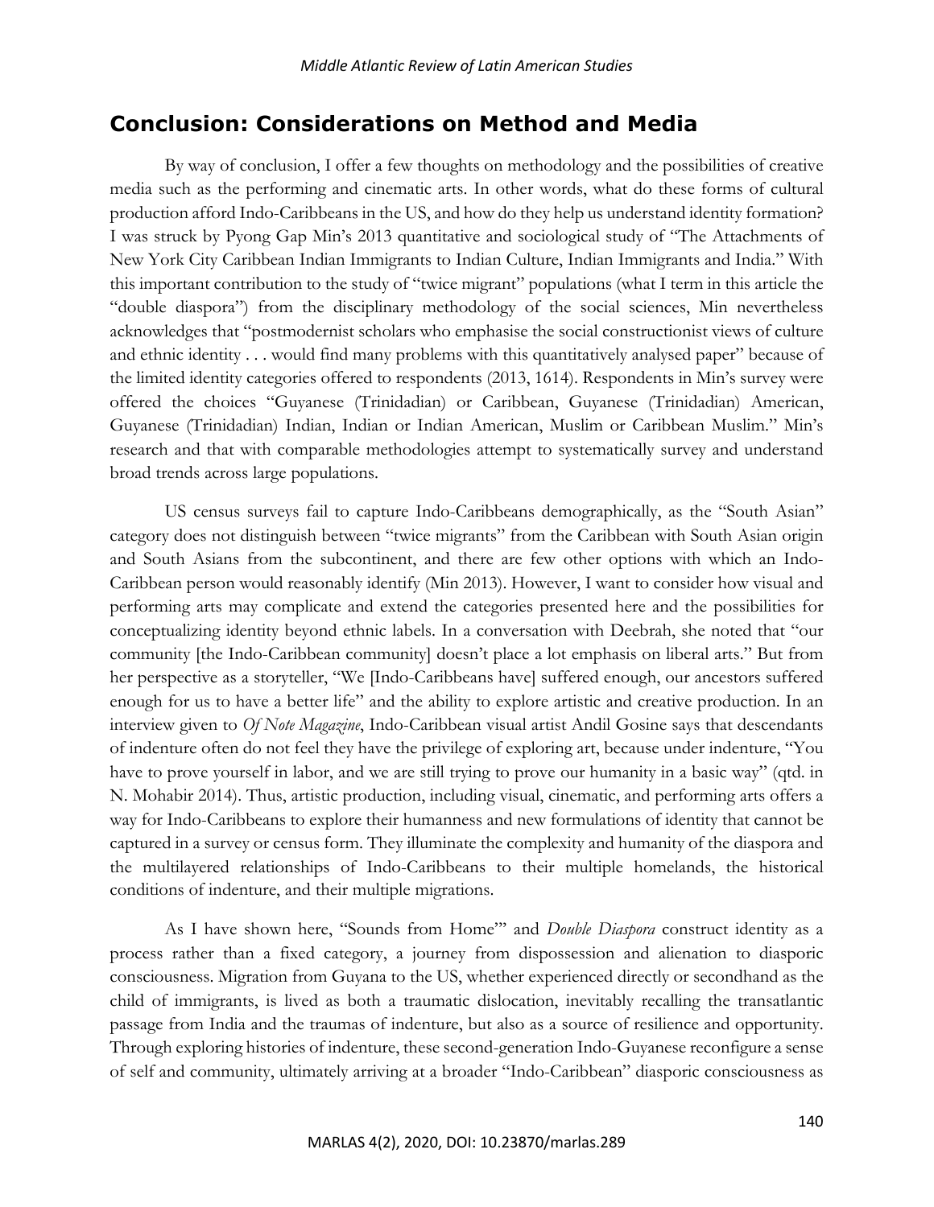## Conclusion: Considerations on Method and Media

By way of conclusion, I offer a few thoughts on methodology and the possibilities of creative media such as the performing and cinematic arts. In other words, what do these forms of cultural production afford Indo-Caribbeans in the US, and how do they help us understand identity formation? I was struck by Pyong Gap Min's 2013 quantitative and sociological study of "The Attachments of New York City Caribbean Indian Immigrants to Indian Culture, Indian Immigrants and India." With this important contribution to the study of "twice migrant" populations (what I term in this article the "double diaspora") from the disciplinary methodology of the social sciences, Min nevertheless acknowledges that "postmodernist scholars who emphasise the social constructionist views of culture and ethnic identity . . . would find many problems with this quantitatively analysed paper" because of the limited identity categories offered to respondents (2013, 1614). Respondents in Min's survey were offered the choices "Guyanese (Trinidadian) or Caribbean, Guyanese (Trinidadian) American, Guyanese (Trinidadian) Indian, Indian or Indian American, Muslim or Caribbean Muslim." Min's research and that with comparable methodologies attempt to systematically survey and understand broad trends across large populations.

US census surveys fail to capture Indo-Caribbeans demographically, as the "South Asian" category does not distinguish between "twice migrants" from the Caribbean with South Asian origin and South Asians from the subcontinent, and there are few other options with which an Indo-Caribbean person would reasonably identify (Min 2013). However, I want to consider how visual and performing arts may complicate and extend the categories presented here and the possibilities for conceptualizing identity beyond ethnic labels. In a conversation with Deebrah, she noted that "our community [the Indo-Caribbean community] doesn't place a lot emphasis on liberal arts." But from her perspective as a storyteller, "We [Indo-Caribbeans have] suffered enough, our ancestors suffered enough for us to have a better life" and the ability to explore artistic and creative production. In an interview given to *Of Note Magazine*, Indo-Caribbean visual artist Andil Gosine says that descendants of indenture often do not feel they have the privilege of exploring art, because under indenture, "You have to prove yourself in labor, and we are still trying to prove our humanity in a basic way" (qtd. in N. Mohabir 2014). Thus, artistic production, including visual, cinematic, and performing arts offers a way for Indo-Caribbeans to explore their humanness and new formulations of identity that cannot be captured in a survey or census form. They illuminate the complexity and humanity of the diaspora and the multilayered relationships of Indo-Caribbeans to their multiple homelands, the historical conditions of indenture, and their multiple migrations.

As I have shown here, "Sounds from Home'" and *Double Diaspora* construct identity as a process rather than a fixed category, a journey from dispossession and alienation to diasporic consciousness. Migration from Guyana to the US, whether experienced directly or secondhand as the child of immigrants, is lived as both a traumatic dislocation, inevitably recalling the transatlantic passage from India and the traumas of indenture, but also as a source of resilience and opportunity. Through exploring histories of indenture, these second-generation Indo-Guyanese reconfigure a sense of self and community, ultimately arriving at a broader "Indo-Caribbean" diasporic consciousness as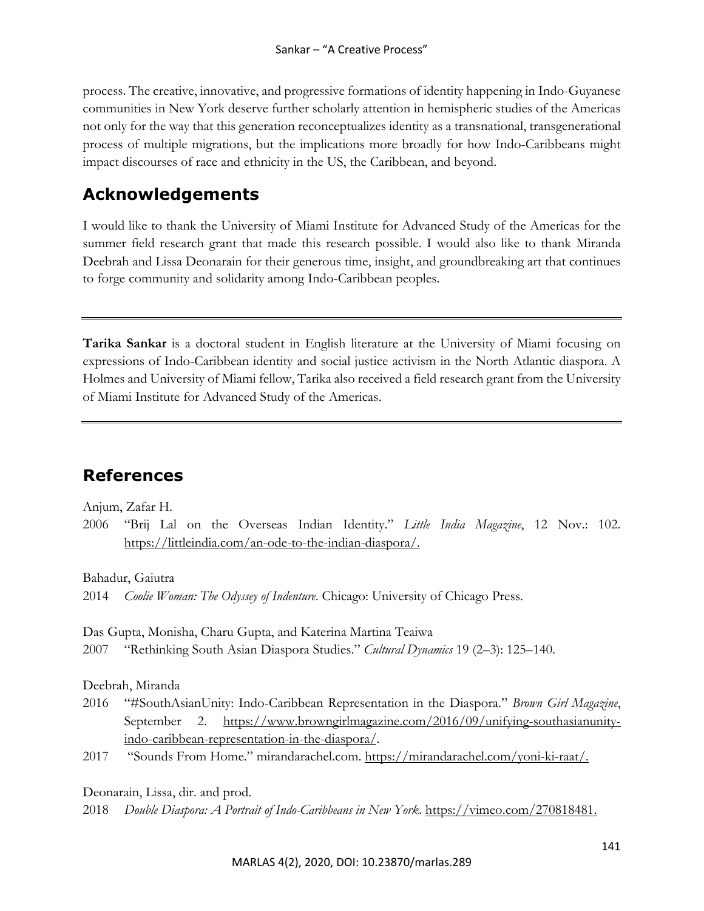process. The creative, innovative, and progressive formations of identity happening in Indo-Guyanese communities in New York deserve further scholarly attention in hemispheric studies of the Americas not only for the way that this generation reconceptualizes identity as a transnational, transgenerational process of multiple migrations, but the implications more broadly for how Indo-Caribbeans might impact discourses of race and ethnicity in the US, the Caribbean, and beyond.

## Acknowledgements

I would like to thank the University of Miami Institute for Advanced Study of the Americas for the summer field research grant that made this research possible. I would also like to thank Miranda Deebrah and Lissa Deonarain for their generous time, insight, and groundbreaking art that continues to forge community and solidarity among Indo-Caribbean peoples.

---

**Tarika Sankar** is a doctoral student in English literature at the University of Miami focusing on expressions of Indo-Caribbean identity and social justice activism in the North Atlantic diaspora. A Holmes and University of Miami fellow, Tarika also received a field research grant from the University of Miami Institute for Advanced Study of the Americas.

---

## References

Anjum, Zafar H.

2006 "Brij Lal on the Overseas Indian Identity." *Little India Magazine*, 12 Nov.: 102. https://littleindia.com/an-ode-to-the-indian-diaspora/.

Bahadur, Gaiutra

2014 *Coolie Woman: The Odyssey of Indenture*. Chicago: University of Chicago Press.

Das Gupta, Monisha, Charu Gupta, and Katerina Martina Teaiwa

2007 "Rethinking South Asian Diaspora Studies." *Cultural Dynamics* 19 (2–3): 125–140.

Deebrah, Miranda

2016 "#SouthAsianUnity: Indo-Caribbean Representation in the Diaspora." *Brown Girl Magazine*, September 2. https://www.browngirlmagazine.com/2016/09/unifying-southasianunity-indo-caribbean-representation-in-the-diaspora/.

2017 "Sounds From Home." mirandarachel.com. https://mirandarachel.com/yoni-ki-raat/.

Deonarain, Lissa, dir. and prod.

2018 *Double Diaspora: A Portrait of Indo-Caribbeans in New York*. https://vimeo.com/270818481.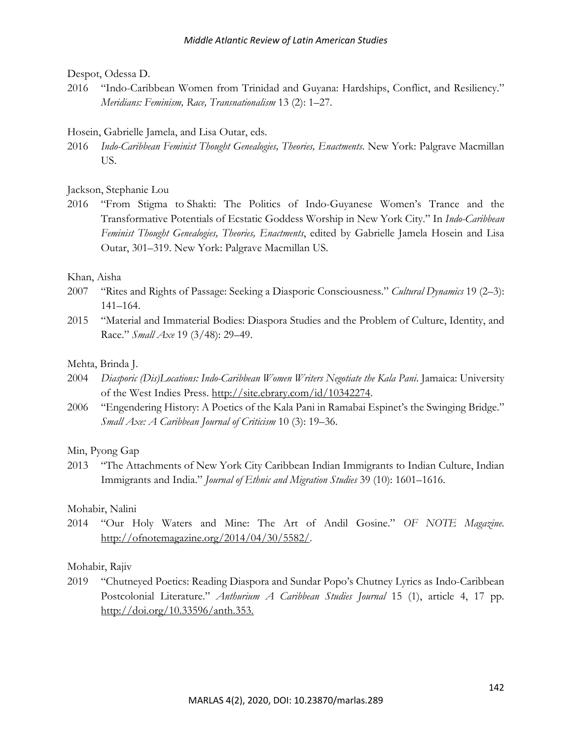Despot, Odessa D.

2016 "Indo-Caribbean Women from Trinidad and Guyana: Hardships, Conflict, and Resiliency." *Meridians: Feminism, Race, Transnationalism* 13 (2): 1–27.

Hosein, Gabrielle Jamela, and Lisa Outar, eds.

2016 *Indo-Caribbean Feminist Thought Genealogies, Theories, Enactments*. New York: Palgrave Macmillan US.

Jackson, Stephanie Lou

2016 "From Stigma to Shakti: The Politics of Indo-Guyanese Women's Trance and the Transformative Potentials of Ecstatic Goddess Worship in New York City." In *Indo-Caribbean Feminist Thought Genealogies, Theories, Enactments*, edited by Gabrielle Jamela Hosein and Lisa Outar, 301–319. New York: Palgrave Macmillan US.

Khan, Aisha

2007 "Rites and Rights of Passage: Seeking a Diasporic Consciousness." *Cultural Dynamics* 19 (2–3): 141–164.

2015 "Material and Immaterial Bodies: Diaspora Studies and the Problem of Culture, Identity, and Race." *Small Axe* 19 (3/48): 29–49.

Mehta, Brinda J.

2004 *Diasporic (Dis)Locations: Indo-Caribbean Women Writers Negotiate the Kala Pani*. Jamaica: University of the West Indies Press. http://site.ebrary.com/id/10342274.

2006 "Engendering History: A Poetics of the Kala Pani in Ramabai Espinet's the Swinging Bridge." *Small Axe: A Caribbean Journal of Criticism* 10 (3): 19–36.

Min, Pyong Gap

2013 "The Attachments of New York City Caribbean Indian Immigrants to Indian Culture, Indian Immigrants and India." *Journal of Ethnic and Migration Studies* 39 (10): 1601–1616.

Mohabir, Nalini

2014 "Our Holy Waters and Mine: The Art of Andil Gosine." *OF NOTE Magazine*. http://ofnotemagazine.org/2014/04/30/5582/.

Mohabir, Rajiv

2019 "Chutneyed Poetics: Reading Diaspora and Sundar Popo's Chutney Lyrics as Indo-Caribbean Postcolonial Literature." *Anthurium A Caribbean Studies Journal* 15 (1), article 4, 17 pp. http://doi.org/10.33596/anth.353.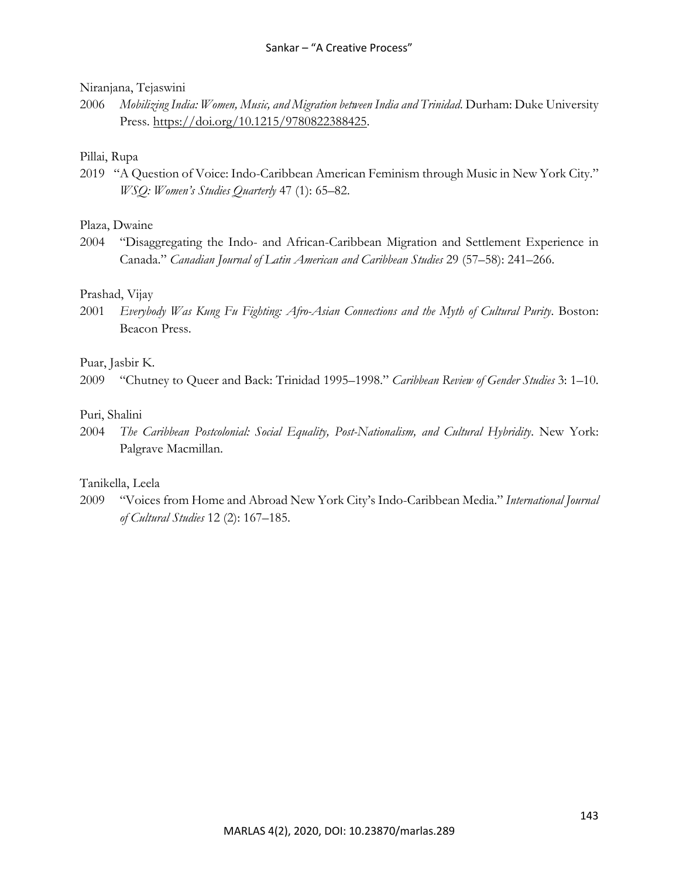Niranjana, Tejaswini

2006 *Mobilizing India: Women, Music, and Migration between India and Trinidad*. Durham: Duke University Press. https://doi.org/10.1215/9780822388425.

Pillai, Rupa

2019 "A Question of Voice: Indo-Caribbean American Feminism through Music in New York City." *WSQ: Women's Studies Quarterly* 47 (1): 65–82.

Plaza, Dwaine

2004 "Disaggregating the Indo- and African-Caribbean Migration and Settlement Experience in Canada." *Canadian Journal of Latin American and Caribbean Studies* 29 (57–58): 241–266.

Prashad, Vijay

2001 *Everybody Was Kung Fu Fighting: Afro-Asian Connections and the Myth of Cultural Purity*. Boston: Beacon Press.

Puar, Jasbir K.

2009 "Chutney to Queer and Back: Trinidad 1995–1998." *Caribbean Review of Gender Studies* 3: 1–10.

Puri, Shalini

2004 *The Caribbean Postcolonial: Social Equality, Post-Nationalism, and Cultural Hybridity*. New York: Palgrave Macmillan.

Tanikella, Leela

2009 "Voices from Home and Abroad New York City's Indo-Caribbean Media." *International Journal of Cultural Studies* 12 (2): 167–185.